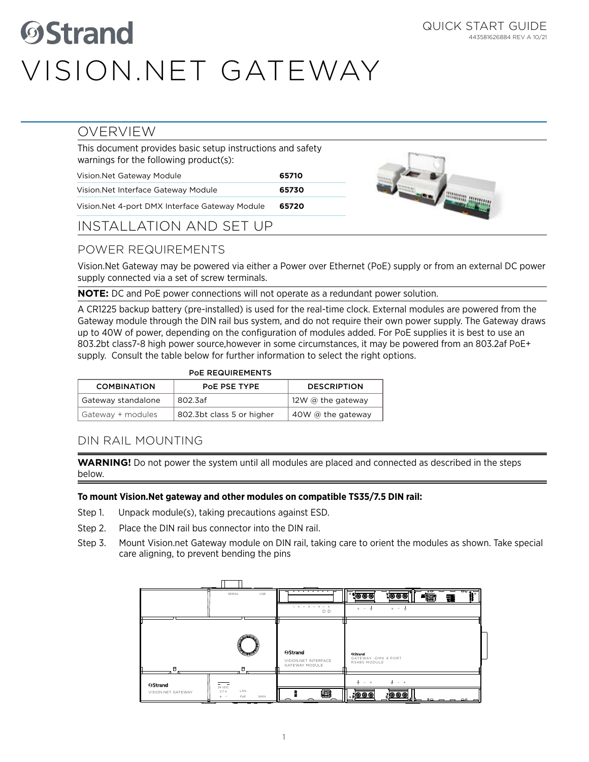QUICK START GUIDE
443581626884 REV A 10/21

# VISION.NET GATEWAY

## OVERVIEW

This document provides basic setup instructions and safety warnings for the following product(s):

| | |
|---|---|
| Vision.Net Gateway Module | **65710** |
| Vision.Net Interface Gateway Module | **65730** |
| Vision.Net 4-port DMX Interface Gateway Module | **65720** |

## INSTALLATION AND SET UP

### POWER REQUIREMENTS

Vision.Net Gateway may be powered via either a Power over Ethernet (PoE) supply or from an external DC power supply connected via a set of screw terminals.

**NOTE:** DC and PoE power connections will not operate as a redundant power solution.

A CR1225 backup battery (pre-installed) is used for the real-time clock. External modules are powered from the Gateway module through the DIN rail bus system, and do not require their own power supply. The Gateway draws up to 40W of power, depending on the configuration of modules added. For PoE supplies it is best to use an 803.2bt class7-8 high power source,however in some circumstances, it may be powered from an 803.2af PoE+ supply. Consult the table below for further information to select the right options.

**PoE REQUIREMENTS**

| COMBINATION | PoE PSE TYPE | DESCRIPTION |
|---|---|---|
| Gateway standalone | 802.3af | 12W @ the gateway |
| Gateway + modules | 802.3bt class 5 or higher | 40W @ the gateway |

### DIN RAIL MOUNTING

**WARNING!** Do not power the system until all modules are placed and connected as described in the steps below.

**To mount Vision.Net gateway and other modules on compatible TS35/7.5 DIN rail:**

Step 1. Unpack module(s), taking precautions against ESD.

Step 2. Place the DIN rail bus connector into the DIN rail.

Step 3. Mount Vision.net Gateway module on DIN rail, taking care to orient the modules as shown. Take special care aligning, to prevent bending the pins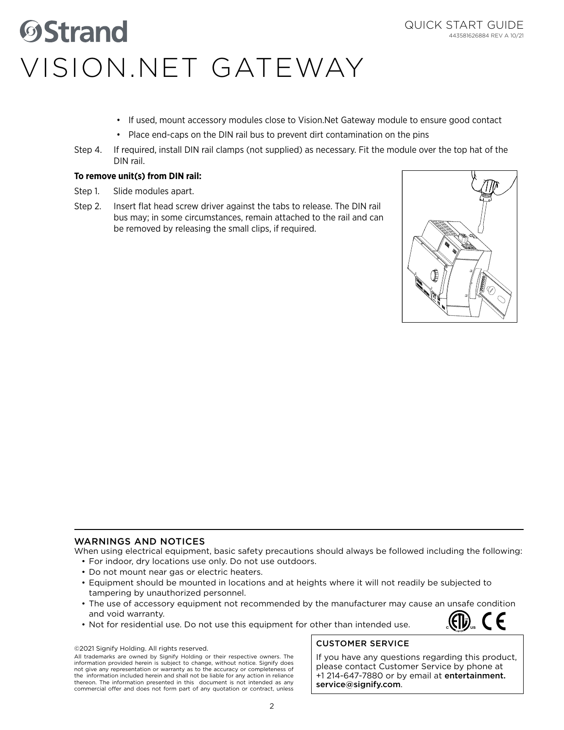- If used, mount accessory modules close to Vision.Net Gateway module to ensure good contact
- Place end-caps on the DIN rail bus to prevent dirt contamination on the pins

Step 4. If required, install DIN rail clamps (not supplied) as necessary. Fit the module over the top hat of the DIN rail.

**To remove unit(s) from DIN rail:**

Step 1. Slide modules apart.

Step 2. Insert flat head screw driver against the tabs to release. The DIN rail bus may; in some circumstances, remain attached to the rail and can be removed by releasing the small clips, if required.

## WARNINGS AND NOTICES

When using electrical equipment, basic safety precautions should always be followed including the following:

- For indoor, dry locations use only. Do not use outdoors.
- Do not mount near gas or electric heaters.
- Equipment should be mounted in locations and at heights where it will not readily be subjected to tampering by unauthorized personnel.
- The use of accessory equipment not recommended by the manufacturer may cause an unsafe condition and void warranty.
- Not for residential use. Do not use this equipment for other than intended use.

©2021 Signify Holding. All rights reserved.

All trademarks are owned by Signify Holding or their respective owners. The information provided herein is subject to change, without notice. Signify does not give any representation or warranty as to the accuracy or completeness of the information included herein and shall not be liable for any action in reliance thereon. The information presented in this document is not intended as any commercial offer and does not form part of any quotation or contract, unless

## CUSTOMER SERVICE

If you have any questions regarding this product, please contact Customer Service by phone at +1 214-647-7880 or by email at **entertainment.service@signify.com**.